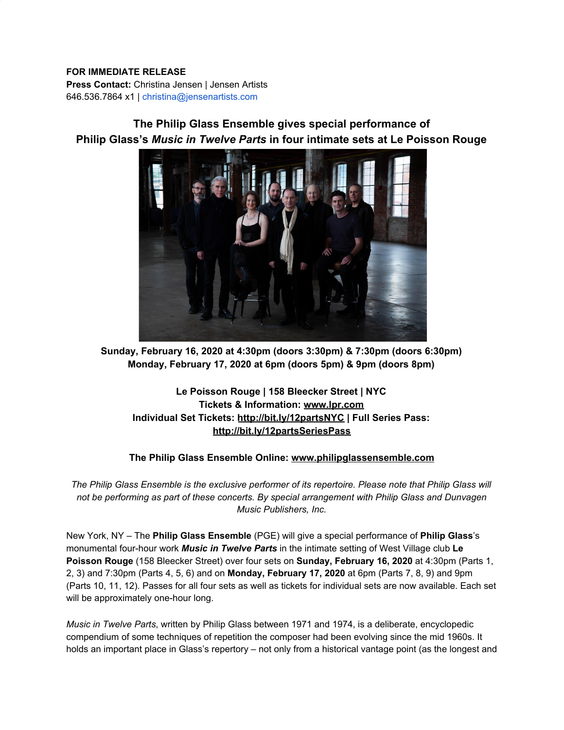**FOR IMMEDIATE RELEASE**
**Press Contact:** Christina Jensen | Jensen Artists
646.536.7864 x1 | christina@jensenartists.com

## The Philip Glass Ensemble gives special performance of Philip Glass's *Music in Twelve Parts* in four intimate sets at Le Poisson Rouge

**Sunday, February 16, 2020 at 4:30pm (doors 3:30pm) & 7:30pm (doors 6:30pm)**
**Monday, February 17, 2020 at 6pm (doors 5pm) & 9pm (doors 8pm)**

**Le Poisson Rouge | 158 Bleecker Street | NYC**
**Tickets & Information: www.lpr.com**
**Individual Set Tickets: http://bit.ly/12partsNYC | Full Series Pass: http://bit.ly/12partsSeriesPass**

**The Philip Glass Ensemble Online: www.philipglassensemble.com**

*The Philip Glass Ensemble is the exclusive performer of its repertoire. Please note that Philip Glass will not be performing as part of these concerts. By special arrangement with Philip Glass and Dunvagen Music Publishers, Inc.*

New York, NY – The **Philip Glass Ensemble** (PGE) will give a special performance of **Philip Glass**'s monumental four-hour work ***Music in Twelve Parts*** in the intimate setting of West Village club **Le Poisson Rouge** (158 Bleecker Street) over four sets on **Sunday, February 16, 2020** at 4:30pm (Parts 1, 2, 3) and 7:30pm (Parts 4, 5, 6) and on **Monday, February 17, 2020** at 6pm (Parts 7, 8, 9) and 9pm (Parts 10, 11, 12). Passes for all four sets as well as tickets for individual sets are now available. Each set will be approximately one-hour long.

*Music in Twelve Parts*, written by Philip Glass between 1971 and 1974, is a deliberate, encyclopedic compendium of some techniques of repetition the composer had been evolving since the mid 1960s. It holds an important place in Glass's repertory – not only from a historical vantage point (as the longest and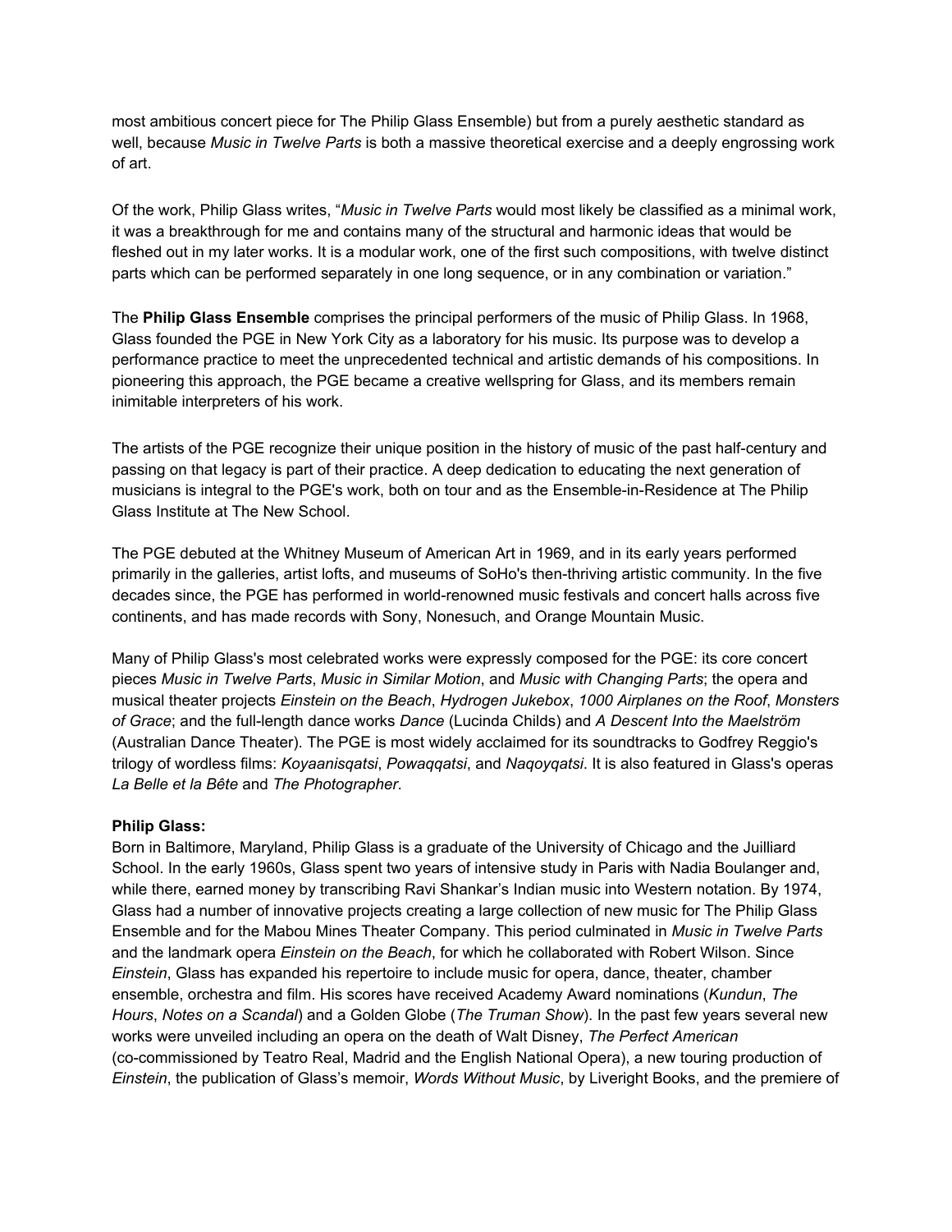most ambitious concert piece for The Philip Glass Ensemble) but from a purely aesthetic standard as well, because *Music in Twelve Parts* is both a massive theoretical exercise and a deeply engrossing work of art.

Of the work, Philip Glass writes, "*Music in Twelve Parts* would most likely be classified as a minimal work, it was a breakthrough for me and contains many of the structural and harmonic ideas that would be fleshed out in my later works. It is a modular work, one of the first such compositions, with twelve distinct parts which can be performed separately in one long sequence, or in any combination or variation."

The **Philip Glass Ensemble** comprises the principal performers of the music of Philip Glass. In 1968, Glass founded the PGE in New York City as a laboratory for his music. Its purpose was to develop a performance practice to meet the unprecedented technical and artistic demands of his compositions. In pioneering this approach, the PGE became a creative wellspring for Glass, and its members remain inimitable interpreters of his work.

The artists of the PGE recognize their unique position in the history of music of the past half-century and passing on that legacy is part of their practice. A deep dedication to educating the next generation of musicians is integral to the PGE's work, both on tour and as the Ensemble-in-Residence at The Philip Glass Institute at The New School.

The PGE debuted at the Whitney Museum of American Art in 1969, and in its early years performed primarily in the galleries, artist lofts, and museums of SoHo's then-thriving artistic community. In the five decades since, the PGE has performed in world-renowned music festivals and concert halls across five continents, and has made records with Sony, Nonesuch, and Orange Mountain Music.

Many of Philip Glass's most celebrated works were expressly composed for the PGE: its core concert pieces *Music in Twelve Parts*, *Music in Similar Motion*, and *Music with Changing Parts*; the opera and musical theater projects *Einstein on the Beach*, *Hydrogen Jukebox*, *1000 Airplanes on the Roof*, *Monsters of Grace*; and the full-length dance works *Dance* (Lucinda Childs) and *A Descent Into the Maelström* (Australian Dance Theater). The PGE is most widely acclaimed for its soundtracks to Godfrey Reggio's trilogy of wordless films: *Koyaanisqatsi*, *Powaqqatsi*, and *Naqoyqatsi*. It is also featured in Glass's operas *La Belle et la Bête* and *The Photographer*.

**Philip Glass:**
Born in Baltimore, Maryland, Philip Glass is a graduate of the University of Chicago and the Juilliard School. In the early 1960s, Glass spent two years of intensive study in Paris with Nadia Boulanger and, while there, earned money by transcribing Ravi Shankar's Indian music into Western notation. By 1974, Glass had a number of innovative projects creating a large collection of new music for The Philip Glass Ensemble and for the Mabou Mines Theater Company. This period culminated in *Music in Twelve Parts* and the landmark opera *Einstein on the Beach*, for which he collaborated with Robert Wilson. Since *Einstein*, Glass has expanded his repertoire to include music for opera, dance, theater, chamber ensemble, orchestra and film. His scores have received Academy Award nominations (*Kundun*, *The Hours*, *Notes on a Scandal*) and a Golden Globe (*The Truman Show*). In the past few years several new works were unveiled including an opera on the death of Walt Disney, *The Perfect American* (co-commissioned by Teatro Real, Madrid and the English National Opera), a new touring production of *Einstein*, the publication of Glass's memoir, *Words Without Music*, by Liveright Books, and the premiere of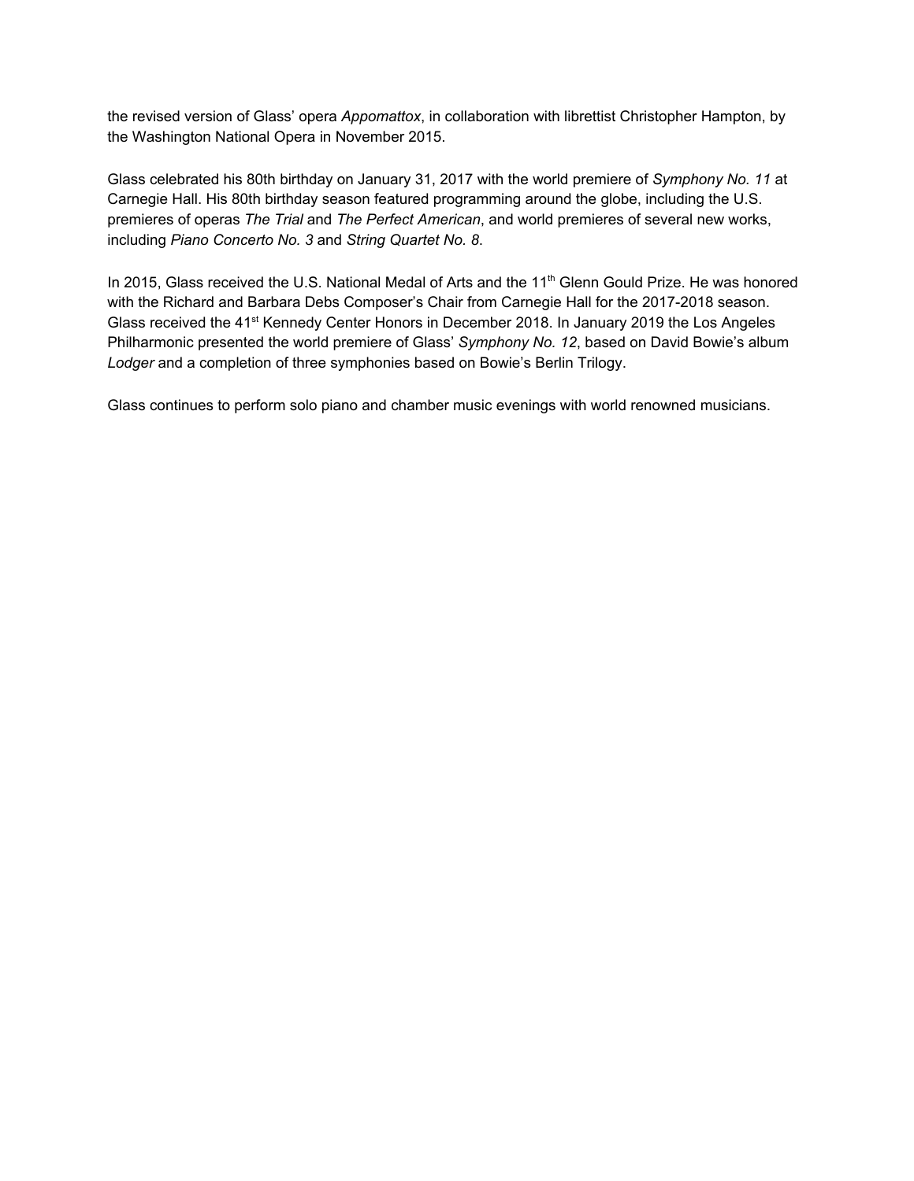the revised version of Glass' opera *Appomattox*, in collaboration with librettist Christopher Hampton, by the Washington National Opera in November 2015.

Glass celebrated his 80th birthday on January 31, 2017 with the world premiere of *Symphony No. 11* at Carnegie Hall. His 80th birthday season featured programming around the globe, including the U.S. premieres of operas *The Trial* and *The Perfect American*, and world premieres of several new works, including *Piano Concerto No. 3* and *String Quartet No. 8*.

In 2015, Glass received the U.S. National Medal of Arts and the 11th Glenn Gould Prize. He was honored with the Richard and Barbara Debs Composer's Chair from Carnegie Hall for the 2017-2018 season. Glass received the 41st Kennedy Center Honors in December 2018. In January 2019 the Los Angeles Philharmonic presented the world premiere of Glass' *Symphony No. 12*, based on David Bowie's album *Lodger* and a completion of three symphonies based on Bowie's Berlin Trilogy.

Glass continues to perform solo piano and chamber music evenings with world renowned musicians.